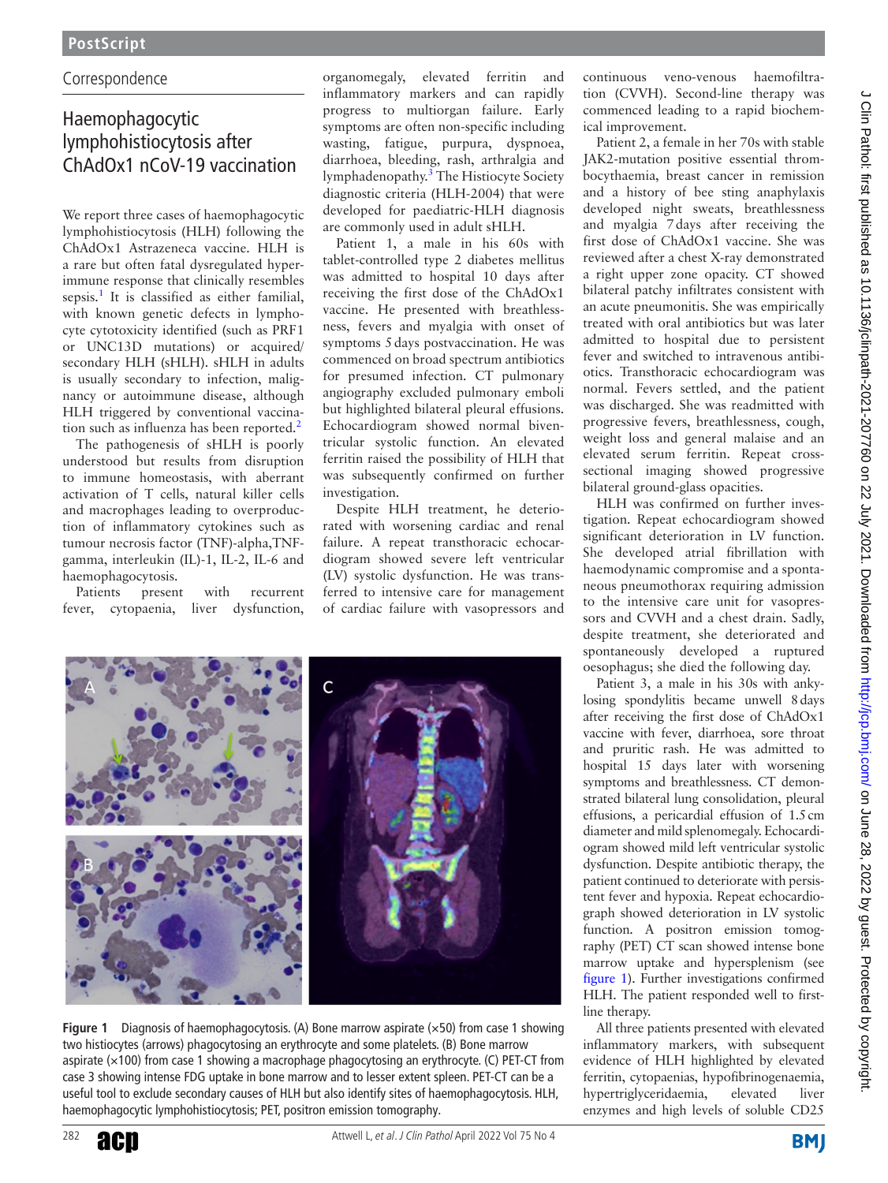PostScript

Correspondence

# Haemophagocytic lymphohistiocytosis after ChAdOx1 nCoV-19 vaccination

We report three cases of haemophagocytic lymphohistiocytosis (HLH) following the ChAdOx1 Astrazeneca vaccine. HLH is a rare but often fatal dysregulated hyperimmune response that clinically resembles sepsis.[1] It is classified as either familial, with known genetic defects in lymphocyte cytotoxicity identified (such as PRF1 or UNC13D mutations) or acquired/secondary HLH (sHLH). sHLH in adults is usually secondary to infection, malignancy or autoimmune disease, although HLH triggered by conventional vaccination such as influenza has been reported.[2]

The pathogenesis of sHLH is poorly understood but results from disruption to immune homeostasis, with aberrant activation of T cells, natural killer cells and macrophages leading to overproduction of inflammatory cytokines such as tumour necrosis factor (TNF)-alpha,TNF-gamma, interleukin (IL)-1, IL-2, IL-6 and haemophagocytosis.

Patients present with recurrent fever, cytopaenia, liver dysfunction, organomegaly, elevated ferritin and inflammatory markers and can rapidly progress to multiorgan failure. Early symptoms are often non-specific including wasting, fatigue, purpura, dyspnoea, diarrhoea, bleeding, rash, arthralgia and lymphadenopathy.[3] The Histiocyte Society diagnostic criteria (HLH-2004) that were developed for paediatric-HLH diagnosis are commonly used in adult sHLH.

Patient 1, a male in his 60s with tablet-controlled type 2 diabetes mellitus was admitted to hospital 10 days after receiving the first dose of the ChAdOx1 vaccine. He presented with breathlessness, fevers and myalgia with onset of symptoms 5 days postvaccination. He was commenced on broad spectrum antibiotics for presumed infection. CT pulmonary angiography excluded pulmonary emboli but highlighted bilateral pleural effusions. Echocardiogram showed normal biventricular systolic function. An elevated ferritin raised the possibility of HLH that was subsequently confirmed on further investigation.

Despite HLH treatment, he deteriorated with worsening cardiac and renal failure. A repeat transthoracic echocardiogram showed severe left ventricular (LV) systolic dysfunction. He was transferred to intensive care for management of cardiac failure with vasopressors and continuous veno-venous haemofiltration (CVVH). Second-line therapy was commenced leading to a rapid biochemical improvement.

Patient 2, a female in her 70s with stable JAK2-mutation positive essential thrombocythaemia, breast cancer in remission and a history of bee sting anaphylaxis developed night sweats, breathlessness and myalgia 7 days after receiving the first dose of ChAdOx1 vaccine. She was reviewed after a chest X-ray demonstrated a right upper zone opacity. CT showed bilateral patchy infiltrates consistent with an acute pneumonitis. She was empirically treated with oral antibiotics but was later admitted to hospital due to persistent fever and switched to intravenous antibiotics. Transthoracic echocardiogram was normal. Fevers settled, and the patient was discharged. She was readmitted with progressive fevers, breathlessness, cough, weight loss and general malaise and an elevated serum ferritin. Repeat cross-sectional imaging showed progressive bilateral ground-glass opacities.

HLH was confirmed on further investigation. Repeat echocardiogram showed significant deterioration in LV function. She developed atrial fibrillation with haemodynamic compromise and a spontaneous pneumothorax requiring admission to the intensive care unit for vasopressors and CVVH and a chest drain. Sadly, despite treatment, she deteriorated and spontaneously developed a ruptured oesophagus; she died the following day.

Patient 3, a male in his 30s with ankylosing spondylitis became unwell 8 days after receiving the first dose of ChAdOx1 vaccine with fever, diarrhoea, sore throat and pruritic rash. He was admitted to hospital 15 days later with worsening symptoms and breathlessness. CT demonstrated bilateral lung consolidation, pleural effusions, a pericardial effusion of 1.5 cm diameter and mild splenomegaly. Echocardiogram showed mild left ventricular systolic dysfunction. Despite antibiotic therapy, the patient continued to deteriorate with persistent fever and hypoxia. Repeat echocardiograph showed deterioration in LV systolic function. A positron emission tomography (PET) CT scan showed intense bone marrow uptake and hypersplenism (see figure 1). Further investigations confirmed HLH. The patient responded well to first-line therapy.

All three patients presented with elevated inflammatory markers, with subsequent evidence of HLH highlighted by elevated ferritin, cytopaenias, hypofibrinogenaemia, hypertriglyceridaemia, elevated liver enzymes and high levels of soluble CD25

**Figure 1** Diagnosis of haemophagocytosis. (A) Bone marrow aspirate (×50) from case 1 showing two histiocytes (arrows) phagocytosing an erythrocyte and some platelets. (B) Bone marrow aspirate (×100) from case 1 showing a macrophage phagocytosing an erythrocyte. (C) PET-CT from case 3 showing intense FDG uptake in bone marrow and to lesser extent spleen. PET-CT can be a useful tool to exclude secondary causes of HLH but also identify sites of haemophagocytosis. HLH, haemophagocytic lymphohistiocytosis; PET, positron emission tomography.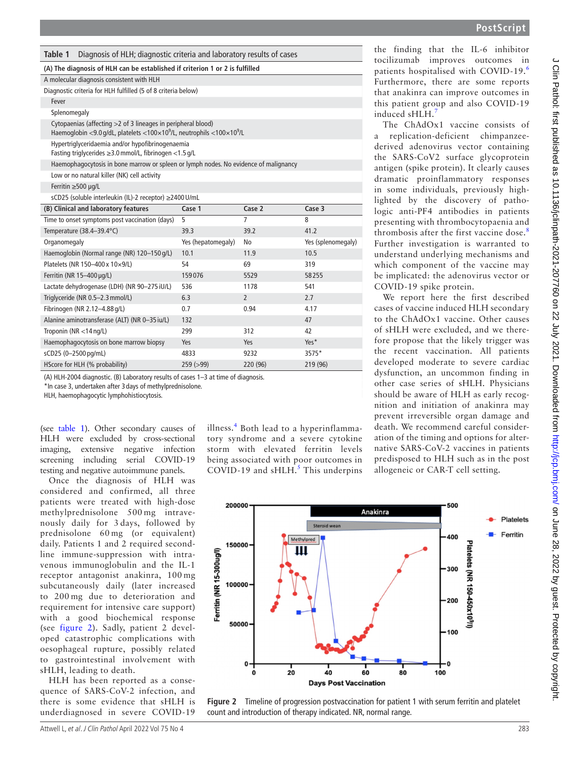**Table 1** Diagnosis of HLH; diagnostic criteria and laboratory results of cases

| (A) The diagnosis of HLH can be established if criterion 1 or 2 is fulfilled | | | |
|---|---|---|---|
| A molecular diagnosis consistent with HLH | | | |
| Diagnostic criteria for HLH fulfilled (5 of 8 criteria below) | | | |
| Fever | | | |
| Splenomegaly | | | |
| Cytopaenias (affecting >2 of 3 lineages in peripheral blood) Haemoglobin <9.0 g/dL, platelets <100×10[9]/L, neutrophils <100×10[9]/L | | | |
| Hypertriglyceridaemia and/or hypofibrinogenaemia Fasting triglycerides ≥3.0 mmol/L, fibrinogen <1.5 g/L | | | |
| Haemophagocytosis in bone marrow or spleen or lymph nodes. No evidence of malignancy | | | |
| Low or no natural killer (NK) cell activity | | | |
| Ferritin ≥500 µg/L | | | |
| sCD25 (soluble interleukin (IL)-2 receptor) ≥2400 U/mL | | | |
| **(B) Clinical and laboratory features** | **Case 1** | **Case 2** | **Case 3** |
| Time to onset symptoms post vaccination (days) | 5 | 7 | 8 |
| Temperature (38.4–39.4°C) | 39.3 | 39.2 | 41.2 |
| Organomegaly | Yes (hepatomegaly) | No | Yes (splenomegaly) |
| Haemoglobin (Normal range (NR) 120–150 g/L) | 10.1 | 11.9 | 10.5 |
| Platelets (NR 150–400 x 10×9/L) | 54 | 69 | 319 |
| Ferritin (NR 15–400 µg/L) | 159 076 | 5529 | 58 255 |
| Lactate dehydrogenase (LDH) (NR 90–275 iU/L) | 536 | 1178 | 541 |
| Triglyceride (NR 0.5–2.3 mmol/L) | 6.3 | 2 | 2.7 |
| Fibrinogen (NR 2.12–4.88 g/L) | 0.7 | 0.94 | 4.17 |
| Alanine aminotransferase (ALT) (NR 0–35 iu/L) | 132 | | 47 |
| Troponin (NR <14 ng/L) | 299 | 312 | 42 |
| Haemophagocytosis on bone marrow biopsy | Yes | Yes | Yes* |
| sCD25 (0–2500 pg/mL) | 4833 | 9232 | 3575* |
| HScore for HLH (% probability) | 259 (>99) | 220 (96) | 219 (96) |

(A) HLH-2004 diagnostic. (B) Laboratory results of cases 1–3 at time of diagnosis.
*In case 3, undertaken after 3 days of methylprednisolone.
HLH, haemophagocytic lymphohistiocytosis.

(see table 1). Other secondary causes of HLH were excluded by cross-sectional imaging, extensive negative infection screening including serial COVID-19 testing and negative autoimmune panels.

Once the diagnosis of HLH was considered and confirmed, all three patients were treated with high-dose methylprednisolone 500 mg intravenously daily for 3 days, followed by prednisolone 60 mg (or equivalent) daily. Patients 1 and 2 required second-line immune-suppression with intravenous immunoglobulin and the IL-1 receptor antagonist anakinra, 100 mg subcutaneously daily (later increased to 200 mg due to deterioration and requirement for intensive care support) with a good biochemical response (see figure 2). Sadly, patient 2 developed catastrophic complications with oesophageal rupture, possibly related to gastrointestinal involvement with sHLH, leading to death.

HLH has been reported as a consequence of SARS-CoV-2 infection, and there is some evidence that sHLH is underdiagnosed in severe COVID-19 illness.[4] Both lead to a hyperinflammatory syndrome and a severe cytokine storm with elevated ferritin levels being associated with poor outcomes in COVID-19 and sHLH.[5] This underpins the finding that the IL-6 inhibitor tocilizumab improves outcomes in patients hospitalised with COVID-19.[6] Furthermore, there are some reports that anakinra can improve outcomes in this patient group and also COVID-19 induced sHLH.[7]

The ChAdOx1 vaccine consists of a replication-deficient chimpanzee-derived adenovirus vector containing the SARS-CoV2 surface glycoprotein antigen (spike protein). It clearly causes dramatic proinflammatory responses in some individuals, previously highlighted by the discovery of pathologic anti-PF4 antibodies in patients presenting with thrombocytopaenia and thrombosis after the first vaccine dose.[8] Further investigation is warranted to understand underlying mechanisms and which component of the vaccine may be implicated: the adenovirus vector or COVID-19 spike protein.

We report here the first described cases of vaccine induced HLH secondary to the ChAdOx1 vaccine. Other causes of sHLH were excluded, and we therefore propose that the likely trigger was the recent vaccination. All patients developed moderate to severe cardiac dysfunction, an uncommon finding in other case series of sHLH. Physicians should be aware of HLH as early recognition and initiation of anakinra may prevent irreversible organ damage and death. We recommend careful consideration of the timing and options for alternative SARS-CoV-2 vaccines in patients predisposed to HLH such as in the post allogeneic or CAR-T cell setting.

**Figure 2** Timeline of progression postvaccination for patient 1 with serum ferritin and platelet count and introduction of therapy indicated. NR, normal range.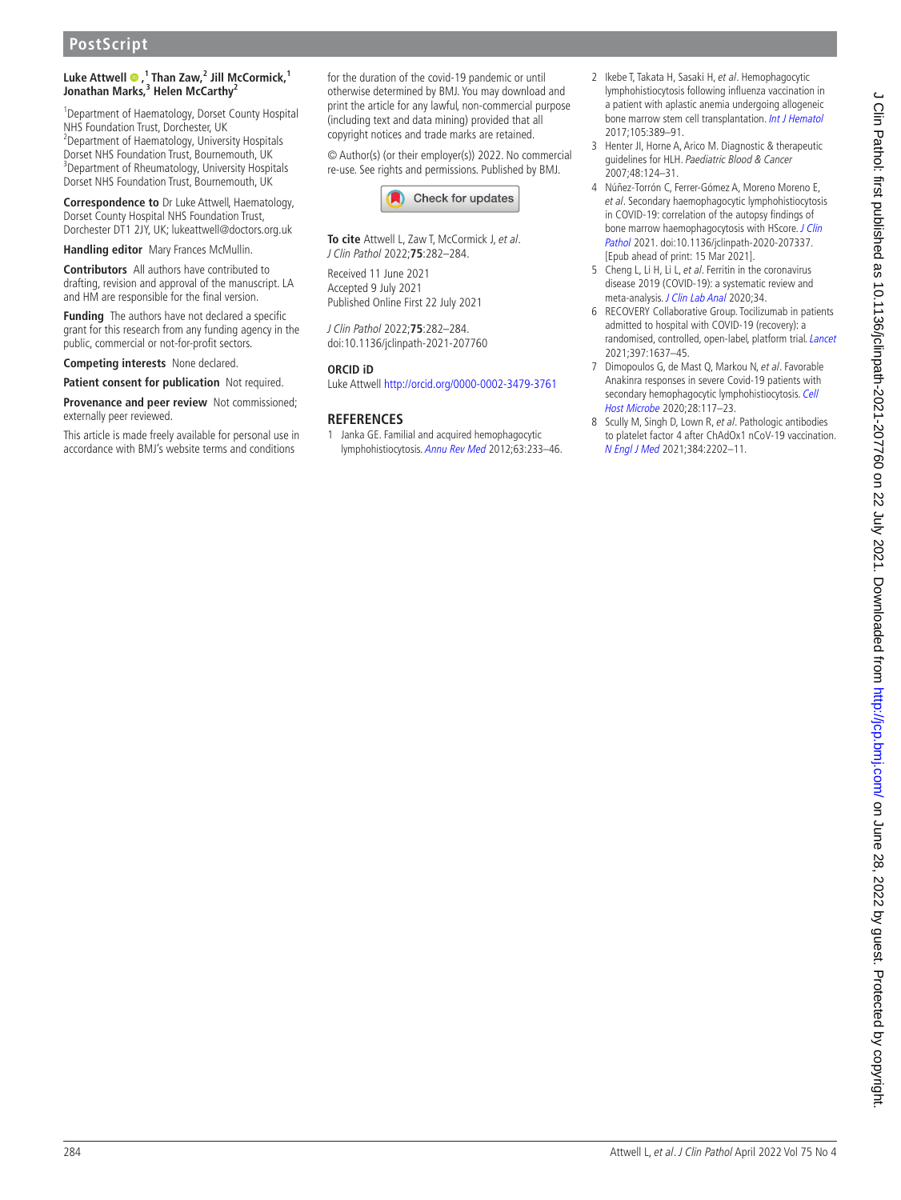**Luke Attwell** ,[1] **Than Zaw,**[2] **Jill McCormick,**[1] **Jonathan Marks,**[3] **Helen McCarthy**[2]

[1]Department of Haematology, Dorset County Hospital NHS Foundation Trust, Dorchester, UK
[2]Department of Haematology, University Hospitals Dorset NHS Foundation Trust, Bournemouth, UK
[3]Department of Rheumatology, University Hospitals Dorset NHS Foundation Trust, Bournemouth, UK

**Correspondence to** Dr Luke Attwell, Haematology, Dorset County Hospital NHS Foundation Trust, Dorchester DT1 2JY, UK; lukeattwell@doctors.org.uk

**Handling editor** Mary Frances McMullin.

**Contributors** All authors have contributed to drafting, revision and approval of the manuscript. LA and HM are responsible for the final version.

**Funding** The authors have not declared a specific grant for this research from any funding agency in the public, commercial or not-for-profit sectors.

**Competing interests** None declared.

**Patient consent for publication** Not required.

**Provenance and peer review** Not commissioned; externally peer reviewed.

This article is made freely available for personal use in accordance with BMJ's website terms and conditions for the duration of the covid-19 pandemic or until otherwise determined by BMJ. You may download and print the article for any lawful, non-commercial purpose (including text and data mining) provided that all copyright notices and trade marks are retained.

© Author(s) (or their employer(s)) 2022. No commercial re-use. See rights and permissions. Published by BMJ.

**To cite** Attwell L, Zaw T, McCormick J, *et al*. *J Clin Pathol* 2022;**75**:282–284.

Received 11 June 2021
Accepted 9 July 2021
Published Online First 22 July 2021

*J Clin Pathol* 2022;**75**:282–284.
doi:10.1136/jclinpath-2021-207760

**ORCID iD**

Luke Attwell http://orcid.org/0000-0002-3479-3761

## REFERENCES

1. Janka GE. Familial and acquired hemophagocytic lymphohistiocytosis. *Annu Rev Med* 2012;63:233–46.
2. Ikebe T, Takata H, Sasaki H, *et al*. Hemophagocytic lymphohistiocytosis following influenza vaccination in a patient with aplastic anemia undergoing allogeneic bone marrow stem cell transplantation. *Int J Hematol* 2017;105:389–91.
3. Henter JI, Horne A, Arico M. Diagnostic & therapeutic guidelines for HLH. *Paediatric Blood & Cancer* 2007;48:124–31.
4. Núñez-Torrón C, Ferrer-Gómez A, Moreno Moreno E, *et al*. Secondary haemophagocytic lymphohistiocytosis in COVID-19: correlation of the autopsy findings of bone marrow haemophagocytosis with HScore. *J Clin Pathol* 2021. doi:10.1136/jclinpath-2020-207337. [Epub ahead of print: 15 Mar 2021].
5. Cheng L, Li H, Li L, *et al*. Ferritin in the coronavirus disease 2019 (COVID-19): a systematic review and meta-analysis. *J Clin Lab Anal* 2020;34.
6. RECOVERY Collaborative Group. Tocilizumab in patients admitted to hospital with COVID-19 (recovery): a randomised, controlled, open-label, platform trial. *Lancet* 2021;397:1637–45.
7. Dimopoulos G, de Mast Q, Markou N, *et al*. Favorable Anakinra responses in severe Covid-19 patients with secondary hemophagocytic lymphohistiocytosis. *Cell Host Microbe* 2020;28:117–23.
8. Scully M, Singh D, Lown R, *et al*. Pathologic antibodies to platelet factor 4 after ChAdOx1 nCoV-19 vaccination. *N Engl J Med* 2021;384:2202–11.